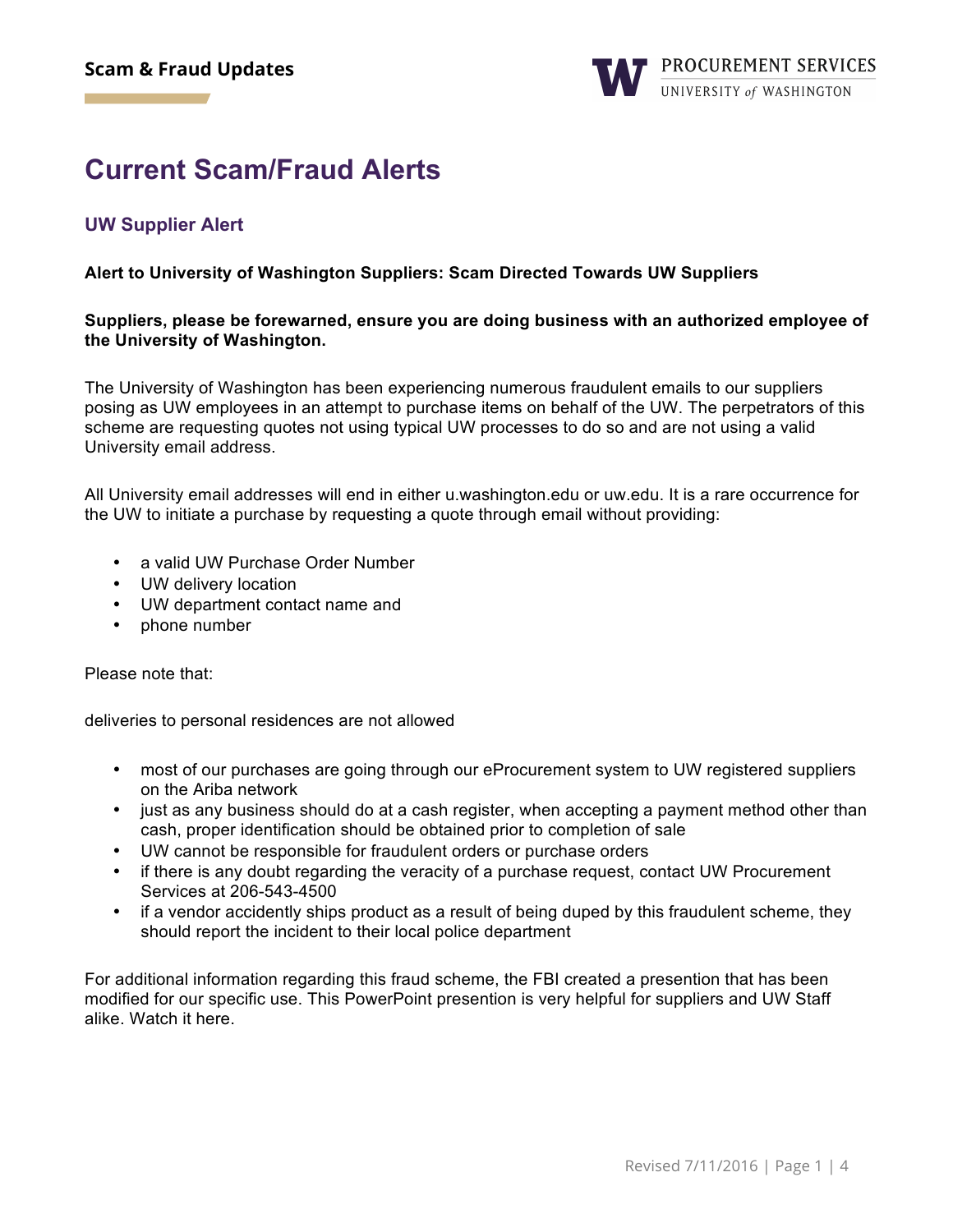# Current Scam/Fraud Alerts

## UW Supplier Alert

**Alert to University of Washington Suppliers: Scam Directed Towards UW Suppliers**

**Suppliers, please be forewarned, ensure you are doing business with an authorized employee of the University of Washington.**

The University of Washington has been experiencing numerous fraudulent emails to our suppliers posing as UW employees in an attempt to purchase items on behalf of the UW. The perpetrators of this scheme are requesting quotes not using typical UW processes to do so and are not using a valid University email address.

All University email addresses will end in either u.washington.edu or uw.edu. It is a rare occurrence for the UW to initiate a purchase by requesting a quote through email without providing:

- a valid UW Purchase Order Number
- UW delivery location
- UW department contact name and
- phone number

Please note that:

deliveries to personal residences are not allowed

- most of our purchases are going through our eProcurement system to UW registered suppliers on the Ariba network
- just as any business should do at a cash register, when accepting a payment method other than cash, proper identification should be obtained prior to completion of sale
- UW cannot be responsible for fraudulent orders or purchase orders
- if there is any doubt regarding the veracity of a purchase request, contact UW Procurement Services at 206-543-4500
- if a vendor accidently ships product as a result of being duped by this fraudulent scheme, they should report the incident to their local police department

For additional information regarding this fraud scheme, the FBI created a presention that has been modified for our specific use. This PowerPoint presention is very helpful for suppliers and UW Staff alike. Watch it here.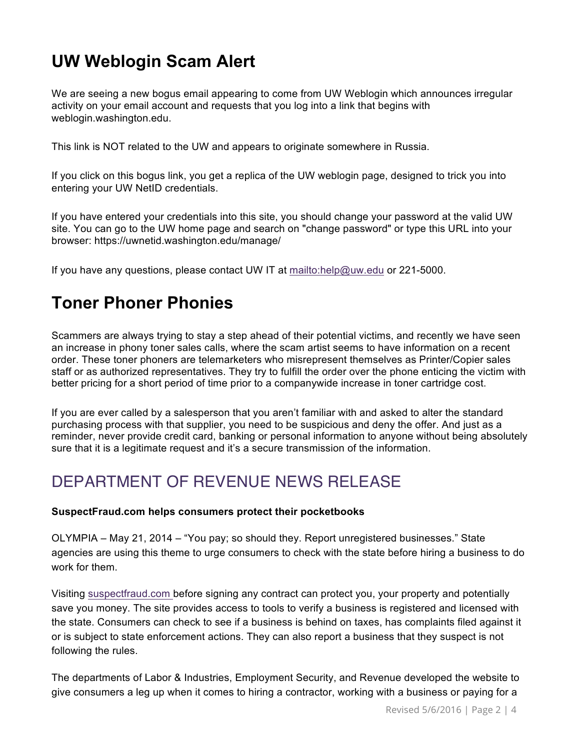## UW Weblogin Scam Alert

We are seeing a new bogus email appearing to come from UW Weblogin which announces irregular activity on your email account and requests that you log into a link that begins with weblogin.washington.edu.

This link is NOT related to the UW and appears to originate somewhere in Russia.

If you click on this bogus link, you get a replica of the UW weblogin page, designed to trick you into entering your UW NetID credentials.

If you have entered your credentials into this site, you should change your password at the valid UW site. You can go to the UW home page and search on "change password" or type this URL into your browser: https://uwnetid.washington.edu/manage/

If you have any questions, please contact UW IT at mailto:help@uw.edu or 221-5000.

## Toner Phoner Phonies

Scammers are always trying to stay a step ahead of their potential victims, and recently we have seen an increase in phony toner sales calls, where the scam artist seems to have information on a recent order. These toner phoners are telemarketers who misrepresent themselves as Printer/Copier sales staff or as authorized representatives. They try to fulfill the order over the phone enticing the victim with better pricing for a short period of time prior to a companywide increase in toner cartridge cost.

If you are ever called by a salesperson that you aren't familiar with and asked to alter the standard purchasing process with that supplier, you need to be suspicious and deny the offer. And just as a reminder, never provide credit card, banking or personal information to anyone without being absolutely sure that it is a legitimate request and it's a secure transmission of the information.

## DEPARTMENT OF REVENUE NEWS RELEASE

**SuspectFraud.com helps consumers protect their pocketbooks**

OLYMPIA – May 21, 2014 – "You pay; so should they. Report unregistered businesses." State agencies are using this theme to urge consumers to check with the state before hiring a business to do work for them.

Visiting suspectfraud.com before signing any contract can protect you, your property and potentially save you money. The site provides access to tools to verify a business is registered and licensed with the state. Consumers can check to see if a business is behind on taxes, has complaints filed against it or is subject to state enforcement actions. They can also report a business that they suspect is not following the rules.

The departments of Labor & Industries, Employment Security, and Revenue developed the website to give consumers a leg up when it comes to hiring a contractor, working with a business or paying for a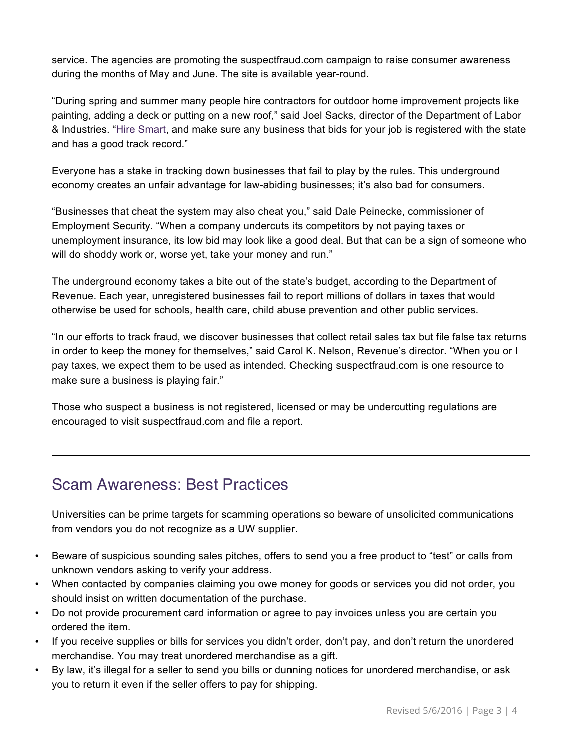service. The agencies are promoting the suspectfraud.com campaign to raise consumer awareness during the months of May and June. The site is available year-round.

"During spring and summer many people hire contractors for outdoor home improvement projects like painting, adding a deck or putting on a new roof," said Joel Sacks, director of the Department of Labor & Industries. "Hire Smart, and make sure any business that bids for your job is registered with the state and has a good track record."

Everyone has a stake in tracking down businesses that fail to play by the rules. This underground economy creates an unfair advantage for law-abiding businesses; it's also bad for consumers.

"Businesses that cheat the system may also cheat you," said Dale Peinecke, commissioner of Employment Security. "When a company undercuts its competitors by not paying taxes or unemployment insurance, its low bid may look like a good deal. But that can be a sign of someone who will do shoddy work or, worse yet, take your money and run."

The underground economy takes a bite out of the state's budget, according to the Department of Revenue. Each year, unregistered businesses fail to report millions of dollars in taxes that would otherwise be used for schools, health care, child abuse prevention and other public services.

"In our efforts to track fraud, we discover businesses that collect retail sales tax but file false tax returns in order to keep the money for themselves," said Carol K. Nelson, Revenue's director. "When you or I pay taxes, we expect them to be used as intended. Checking suspectfraud.com is one resource to make sure a business is playing fair."

Those who suspect a business is not registered, licensed or may be undercutting regulations are encouraged to visit suspectfraud.com and file a report.

---

## Scam Awareness: Best Practices

Universities can be prime targets for scamming operations so beware of unsolicited communications from vendors you do not recognize as a UW supplier.

- Beware of suspicious sounding sales pitches, offers to send you a free product to "test" or calls from unknown vendors asking to verify your address.
- When contacted by companies claiming you owe money for goods or services you did not order, you should insist on written documentation of the purchase.
- Do not provide procurement card information or agree to pay invoices unless you are certain you ordered the item.
- If you receive supplies or bills for services you didn't order, don't pay, and don't return the unordered merchandise. You may treat unordered merchandise as a gift.
- By law, it's illegal for a seller to send you bills or dunning notices for unordered merchandise, or ask you to return it even if the seller offers to pay for shipping.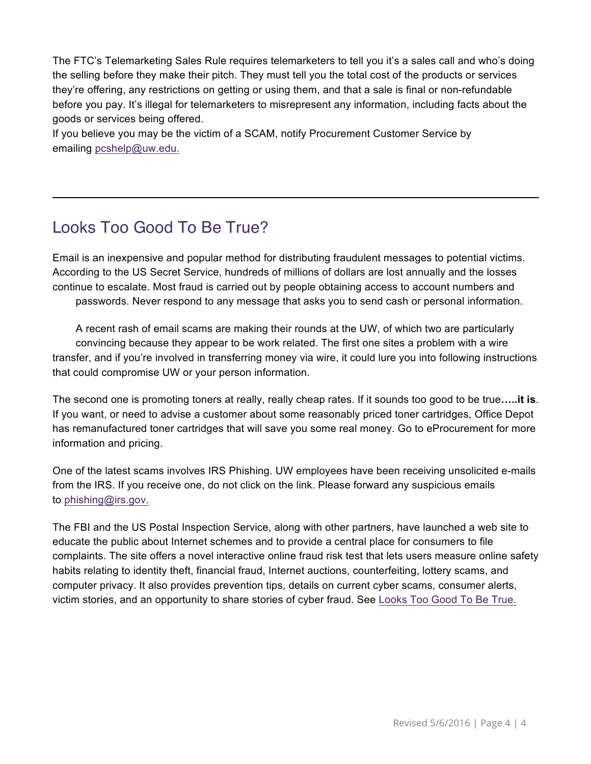The FTC's Telemarketing Sales Rule requires telemarketers to tell you it's a sales call and who's doing the selling before they make their pitch. They must tell you the total cost of the products or services they're offering, any restrictions on getting or using them, and that a sale is final or non-refundable before you pay. It's illegal for telemarketers to misrepresent any information, including facts about the goods or services being offered.

If you believe you may be the victim of a SCAM, notify Procurement Customer Service by emailing [pcshelp@uw.edu.](mailto:pcshelp@uw.edu)

---

## Looks Too Good To Be True?

Email is an inexpensive and popular method for distributing fraudulent messages to potential victims. According to the US Secret Service, hundreds of millions of dollars are lost annually and the losses continue to escalate. Most fraud is carried out by people obtaining access to account numbers and passwords. Never respond to any message that asks you to send cash or personal information.

A recent rash of email scams are making their rounds at the UW, of which two are particularly convincing because they appear to be work related. The first one sites a problem with a wire transfer, and if you're involved in transferring money via wire, it could lure you into following instructions that could compromise UW or your person information.

The second one is promoting toners at really, really cheap rates. If it sounds too good to be true**…..it is**. If you want, or need to advise a customer about some reasonably priced toner cartridges, Office Depot has remanufactured toner cartridges that will save you some real money. Go to eProcurement for more information and pricing.

One of the latest scams involves IRS Phishing. UW employees have been receiving unsolicited e-mails from the IRS. If you receive one, do not click on the link. Please forward any suspicious emails to [phishing@irs.gov.](mailto:phishing@irs.gov)

The FBI and the US Postal Inspection Service, along with other partners, have launched a web site to educate the public about Internet schemes and to provide a central place for consumers to file complaints. The site offers a novel interactive online fraud risk test that lets users measure online safety habits relating to identity theft, financial fraud, Internet auctions, counterfeiting, lottery scams, and computer privacy. It also provides prevention tips, details on current cyber scams, consumer alerts, victim stories, and an opportunity to share stories of cyber fraud. See Looks Too Good To Be True.

Revised 5/6/2016